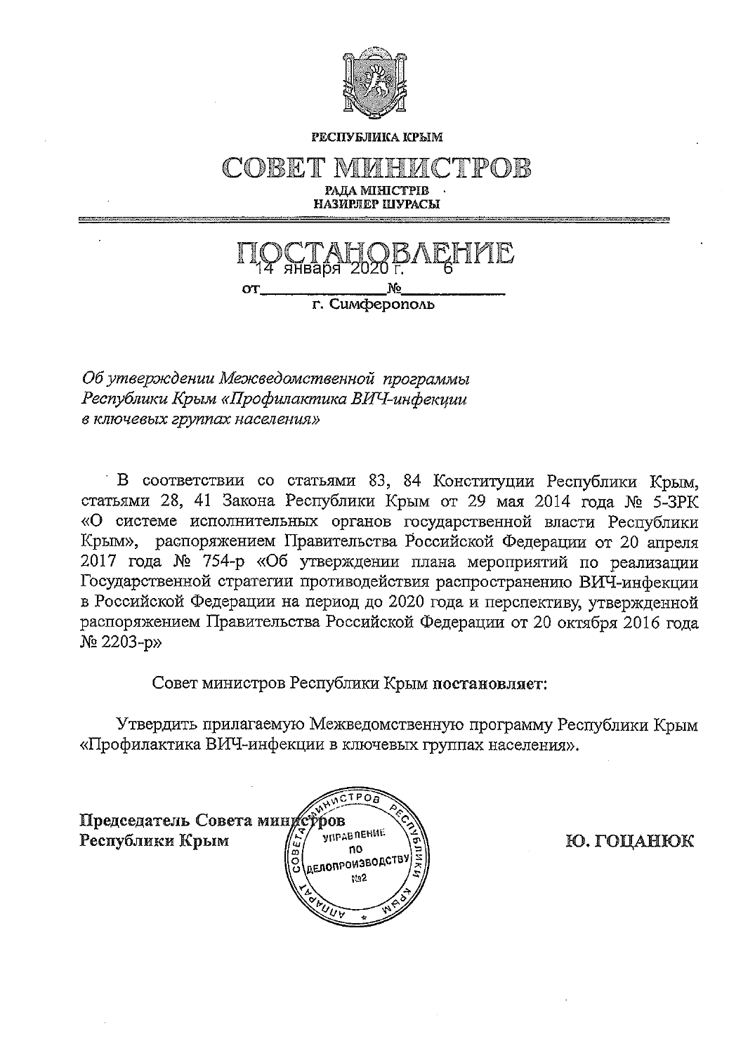РЕСПУБЛИКА КРЫМ

# СОВЕТ МИНИСТРОВ

РАДА МІНІСТРІВ
НАЗИРЛЕР ШУРАСЫ

# ПОСТАНОВЛЕНИЕ

от 14 января 2020 г. № 6

г. Симферополь

*Об утверждении Межведомственной программы Республики Крым «Профилактика ВИЧ-инфекции в ключевых группах населения»*

В соответствии со статьями 83, 84 Конституции Республики Крым, статьями 28, 41 Закона Республики Крым от 29 мая 2014 года № 5-ЗРК «О системе исполнительных органов государственной власти Республики Крым», распоряжением Правительства Российской Федерации от 20 апреля 2017 года № 754-р «Об утверждении плана мероприятий по реализации Государственной стратегии противодействия распространению ВИЧ-инфекции в Российской Федерации на период до 2020 года и перспективу, утвержденной распоряжением Правительства Российской Федерации от 20 октября 2016 года № 2203-р»

Совет министров Республики Крым **постановляет:**

Утвердить прилагаемую Межведомственную программу Республики Крым «Профилактика ВИЧ-инфекции в ключевых группах населения».

**Председатель Совета министров Республики Крым** **Ю. ГОЦАНЮК**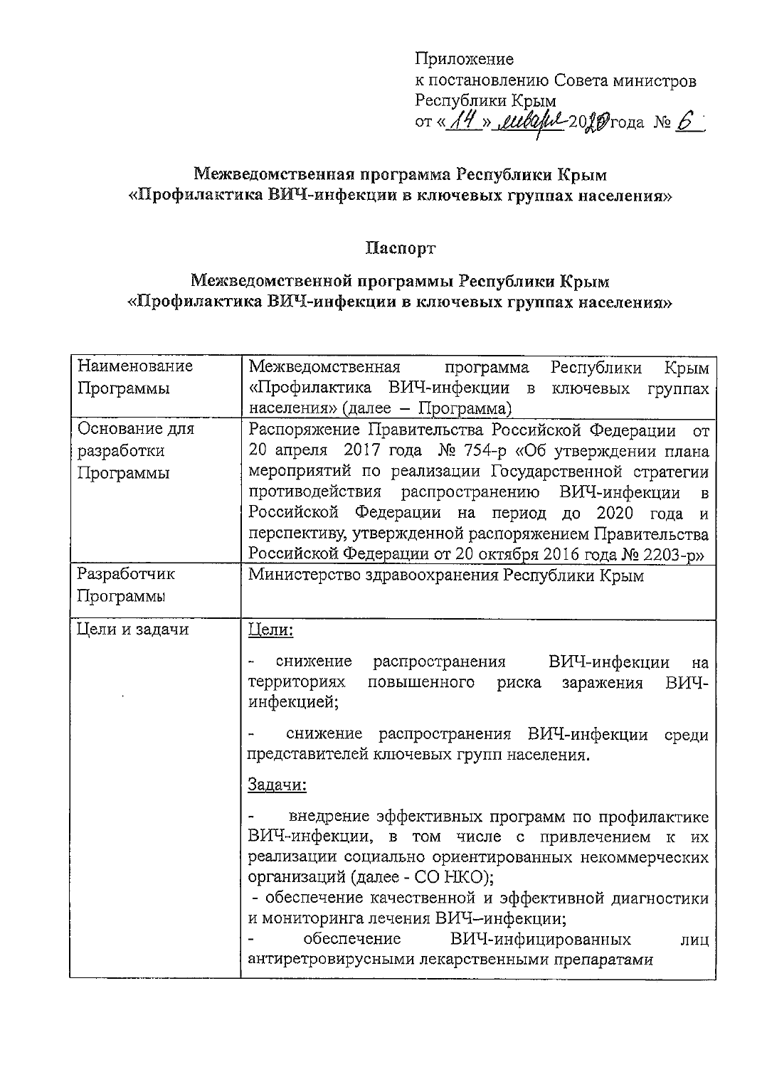Приложение
к постановлению Совета министров
Республики Крым
от «14» января 2020 года № 6

# Межведомственная программа Республики Крым «Профилактика ВИЧ-инфекции в ключевых группах населения»

## Паспорт

## Межведомственной программы Республики Крым «Профилактика ВИЧ-инфекции в ключевых группах населения»

| | |
|---|---|
| Наименование Программы | Межведомственная программа Республики Крым «Профилактика ВИЧ-инфекции в ключевых группах населения» (далее – Программа) |
| Основание для разработки Программы | Распоряжение Правительства Российской Федерации от 20 апреля 2017 года № 754-р «Об утверждении плана мероприятий по реализации Государственной стратегии противодействия распространению ВИЧ-инфекции в Российской Федерации на период до 2020 года и перспективу, утвержденной распоряжением Правительства Российской Федерации от 20 октября 2016 года № 2203-р» |
| Разработчик Программы | Министерство здравоохранения Республики Крым |
| Цели и задачи | Цели:<br>- снижение распространения ВИЧ-инфекции на территориях повышенного риска заражения ВИЧ-инфекцией;<br>- снижение распространения ВИЧ-инфекции среди представителей ключевых групп населения.<br>Задачи:<br>- внедрение эффективных программ по профилактике ВИЧ-инфекции, в том числе с привлечением к их реализации социально ориентированных некоммерческих организаций (далее - СО НКО);<br>- обеспечение качественной и эффективной диагностики и мониторинга лечения ВИЧ–инфекции;<br>- обеспечение ВИЧ-инфицированных лиц антиретровирусными лекарственными препаратами |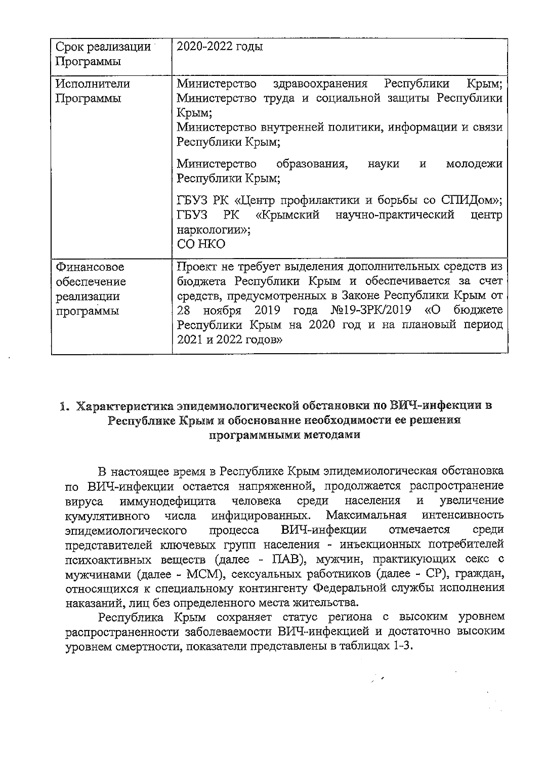| Срок реализации Программы | 2020-2022 годы |
|---|---|
| Исполнители Программы | Министерство здравоохранения Республики Крым; Министерство труда и социальной защиты Республики Крым; Министерство внутренней политики, информации и связи Республики Крым; Министерство образования, науки и молодежи Республики Крым; ГБУЗ РК «Центр профилактики и борьбы со СПИДом»; ГБУЗ РК «Крымский научно-практический центр наркологии»; СО НКО |
| Финансовое обеспечение реализации программы | Проект не требует выделения дополнительных средств из бюджета Республики Крым и обеспечивается за счет средств, предусмотренных в Законе Республики Крым от 28 ноября 2019 года №19-ЗРК/2019 «О бюджете Республики Крым на 2020 год и на плановый период 2021 и 2022 годов» |

## 1. Характеристика эпидемиологической обстановки по ВИЧ-инфекции в Республике Крым и обоснование необходимости ее решения программными методами

В настоящее время в Республике Крым эпидемиологическая обстановка по ВИЧ-инфекции остается напряженной, продолжается распространение вируса иммунодефицита человека среди населения и увеличение кумулятивного числа инфицированных. Максимальная интенсивность эпидемиологического процесса ВИЧ-инфекции отмечается среди представителей ключевых групп населения - инъекционных потребителей психоактивных веществ (далее - ПАВ), мужчин, практикующих секс с мужчинами (далее - МСМ), сексуальных работников (далее - СР), граждан, относящихся к специальному контингенту Федеральной службы исполнения наказаний, лиц без определенного места жительства.

Республика Крым сохраняет статус региона с высоким уровнем распространенности заболеваемости ВИЧ-инфекцией и достаточно высоким уровнем смертности, показатели представлены в таблицах 1-3.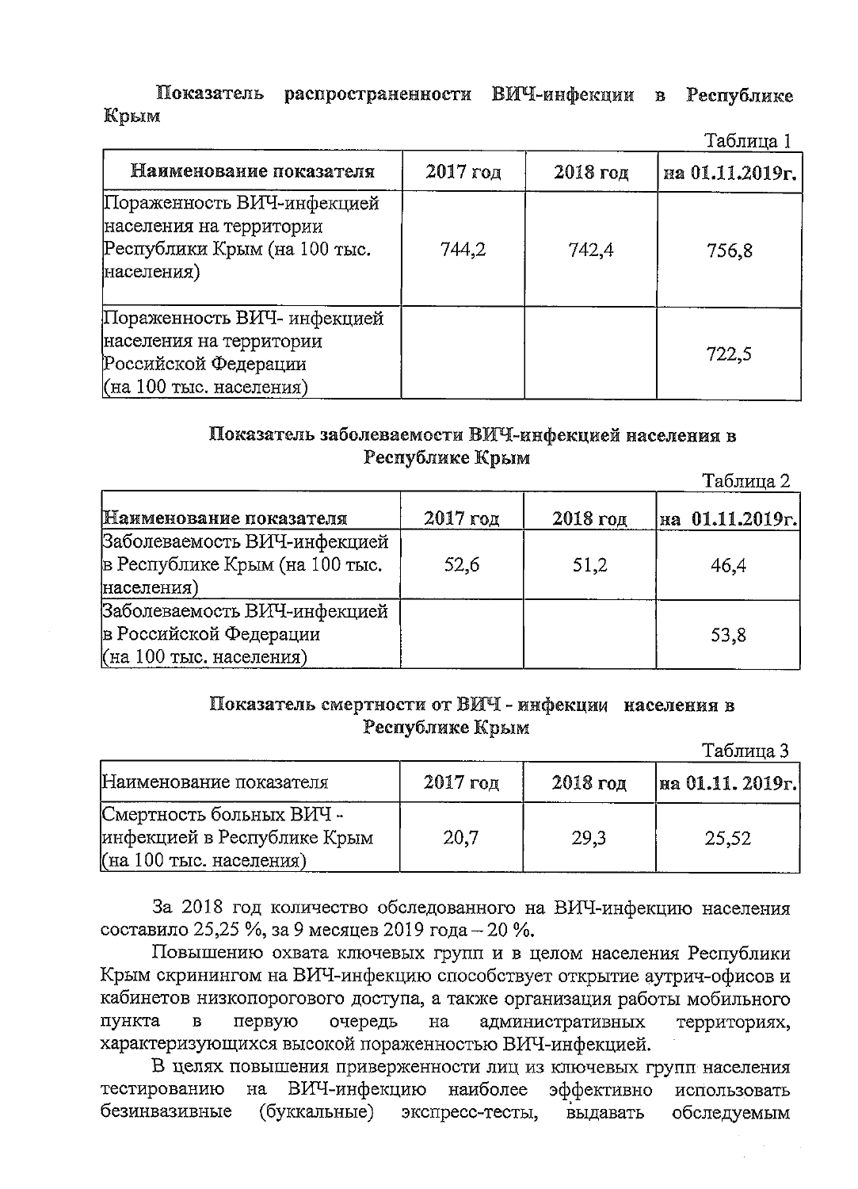**Показатель распространенности ВИЧ-инфекции в Республике Крым**

Таблица 1

| Наименование показателя | 2017 год | 2018 год | на 01.11.2019г. |
| --- | --- | --- | --- |
| Пораженность ВИЧ-инфекцией населения на территории Республики Крым (на 100 тыс. населения) | 744,2 | 742,4 | 756,8 |
| Пораженность ВИЧ- инфекцией населения на территории Российской Федерации (на 100 тыс. населения) | | | 722,5 |

**Показатель заболеваемости ВИЧ-инфекцией населения в Республике Крым**

Таблица 2

| Наименование показателя | 2017 год | 2018 год | на 01.11.2019г. |
| --- | --- | --- | --- |
| Заболеваемость ВИЧ-инфекцией в Республике Крым (на 100 тыс. населения) | 52,6 | 51,2 | 46,4 |
| Заболеваемость ВИЧ-инфекцией в Российской Федерации (на 100 тыс. населения) | | | 53,8 |

**Показатель смертности от ВИЧ - инфекции населения в Республике Крым**

Таблица 3

| Наименование показателя | 2017 год | 2018 год | на 01.11. 2019г. |
| --- | --- | --- | --- |
| Смертность больных ВИЧ - инфекцией в Республике Крым (на 100 тыс. населения) | 20,7 | 29,3 | 25,52 |

За 2018 год количество обследованного на ВИЧ-инфекцию населения составило 25,25 %, за 9 месяцев 2019 года – 20 %.

Повышению охвата ключевых групп и в целом населения Республики Крым скринингом на ВИЧ-инфекцию способствует открытие аутрич-офисов и кабинетов низкопорогового доступа, а также организация работы мобильного пункта в первую очередь на административных территориях, характеризующихся высокой пораженностью ВИЧ-инфекцией.

В целях повышения приверженности лиц из ключевых групп населения тестированию на ВИЧ-инфекцию наиболее эффективно использовать безинвазивные (буккальные) экспресс-тесты, выдавать обследуемым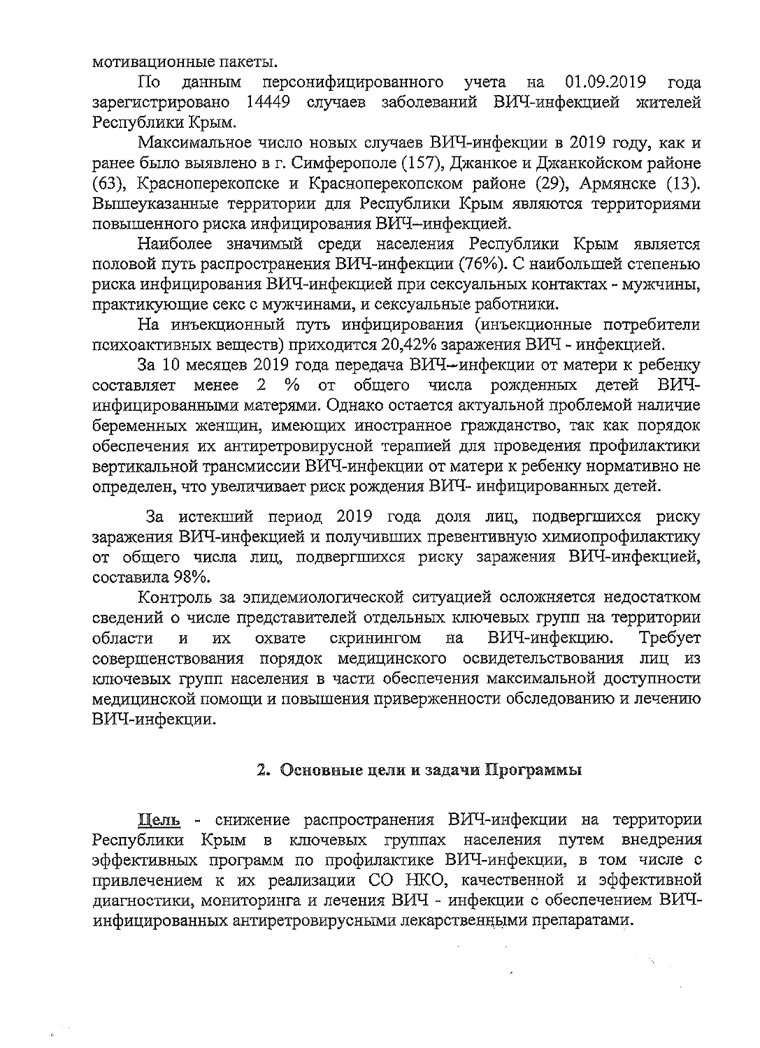мотивационные пакеты.

По данным персонифицированного учета на 01.09.2019 года зарегистрировано 14449 случаев заболеваний ВИЧ-инфекцией жителей Республики Крым.

Максимальное число новых случаев ВИЧ-инфекции в 2019 году, как и ранее было выявлено в г. Симферополе (157), Джанкое и Джанкойском районе (63), Красноперекопске и Красноперекопском районе (29), Армянске (13). Вышеуказанные территории для Республики Крым являются территориями повышенного риска инфицирования ВИЧ–инфекцией.

Наиболее значимый среди населения Республики Крым является половой путь распространения ВИЧ-инфекции (76%). С наибольшей степенью риска инфицирования ВИЧ-инфекцией при сексуальных контактах - мужчины, практикующие секс с мужчинами, и сексуальные работники.

На инъекционный путь инфицирования (инъекционные потребители психоактивных веществ) приходится 20,42% заражения ВИЧ - инфекцией.

За 10 месяцев 2019 года передача ВИЧ–инфекции от матери к ребенку составляет менее 2 % от общего числа рожденных детей ВИЧ-инфицированными матерями. Однако остается актуальной проблемой наличие беременных женщин, имеющих иностранное гражданство, так как порядок обеспечения их антиретровирусной терапией для проведения профилактики вертикальной трансмиссии ВИЧ-инфекции от матери к ребенку нормативно не определен, что увеличивает риск рождения ВИЧ- инфицированных детей.

За истекший период 2019 года доля лиц, подвергшихся риску заражения ВИЧ-инфекцией и получивших превентивную химиопрофилактику от общего числа лиц, подвергшихся риску заражения ВИЧ-инфекцией, составила 98%.

Контроль за эпидемиологической ситуацией осложняется недостатком сведений о числе представителей отдельных ключевых групп на территории области и их охвате скринингом на ВИЧ-инфекцию. Требует совершенствования порядок медицинского освидетельствования лиц из ключевых групп населения в части обеспечения максимальной доступности медицинской помощи и повышения приверженности обследованию и лечению ВИЧ-инфекции.

## 2. Основные цели и задачи Программы

Цель - снижение распространения ВИЧ-инфекции на территории Республики Крым в ключевых группах населения путем внедрения эффективных программ по профилактике ВИЧ-инфекции, в том числе с привлечением к их реализации СО НКО, качественной и эффективной диагностики, мониторинга и лечения ВИЧ - инфекции с обеспечением ВИЧ-инфицированных антиретровирусными лекарственными препаратами.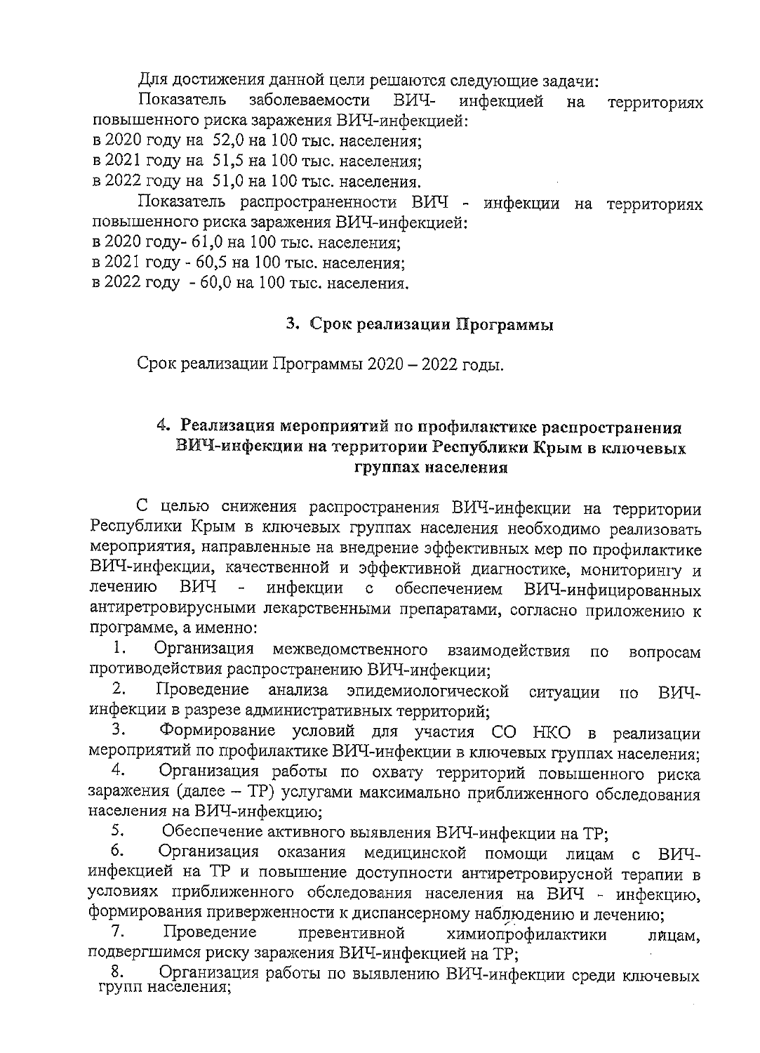Для достижения данной цели решаются следующие задачи:

Показатель заболеваемости ВИЧ- инфекцией на территориях повышенного риска заражения ВИЧ-инфекцией:
в 2020 году на 52,0 на 100 тыс. населения;
в 2021 году на 51,5 на 100 тыс. населения;
в 2022 году на 51,0 на 100 тыс. населения.

Показатель распространенности ВИЧ - инфекции на территориях повышенного риска заражения ВИЧ-инфекцией:
в 2020 году- 61,0 на 100 тыс. населения;
в 2021 году - 60,5 на 100 тыс. населения;
в 2022 году - 60,0 на 100 тыс. населения.

## 3. Срок реализации Программы

Срок реализации Программы 2020 – 2022 годы.

## 4. Реализация мероприятий по профилактике распространения ВИЧ-инфекции на территории Республики Крым в ключевых группах населения

С целью снижения распространения ВИЧ-инфекции на территории Республики Крым в ключевых группах населения необходимо реализовать мероприятия, направленные на внедрение эффективных мер по профилактике ВИЧ-инфекции, качественной и эффективной диагностике, мониторингу и лечению ВИЧ - инфекции с обеспечением ВИЧ-инфицированных антиретровирусными лекарственными препаратами, согласно приложению к программе, а именно:

1. Организация межведомственного взаимодействия по вопросам противодействия распространению ВИЧ-инфекции;
2. Проведение анализа эпидемиологической ситуации по ВИЧ-инфекции в разрезе административных территорий;
3. Формирование условий для участия СО НКО в реализации мероприятий по профилактике ВИЧ-инфекции в ключевых группах населения;
4. Организация работы по охвату территорий повышенного риска заражения (далее – ТР) услугами максимально приближенного обследования населения на ВИЧ-инфекцию;
5. Обеспечение активного выявления ВИЧ-инфекции на ТР;
6. Организация оказания медицинской помощи лицам с ВИЧ-инфекцией на ТР и повышение доступности антиретровирусной терапии в условиях приближенного обследования населения на ВИЧ - инфекцию, формирования приверженности к диспансерному наблюдению и лечению;
7. Проведение превентивной химиопрофилактики лицам, подвергшимся риску заражения ВИЧ-инфекцией на ТР;
8. Организация работы по выявлению ВИЧ-инфекции среди ключевых групп населения;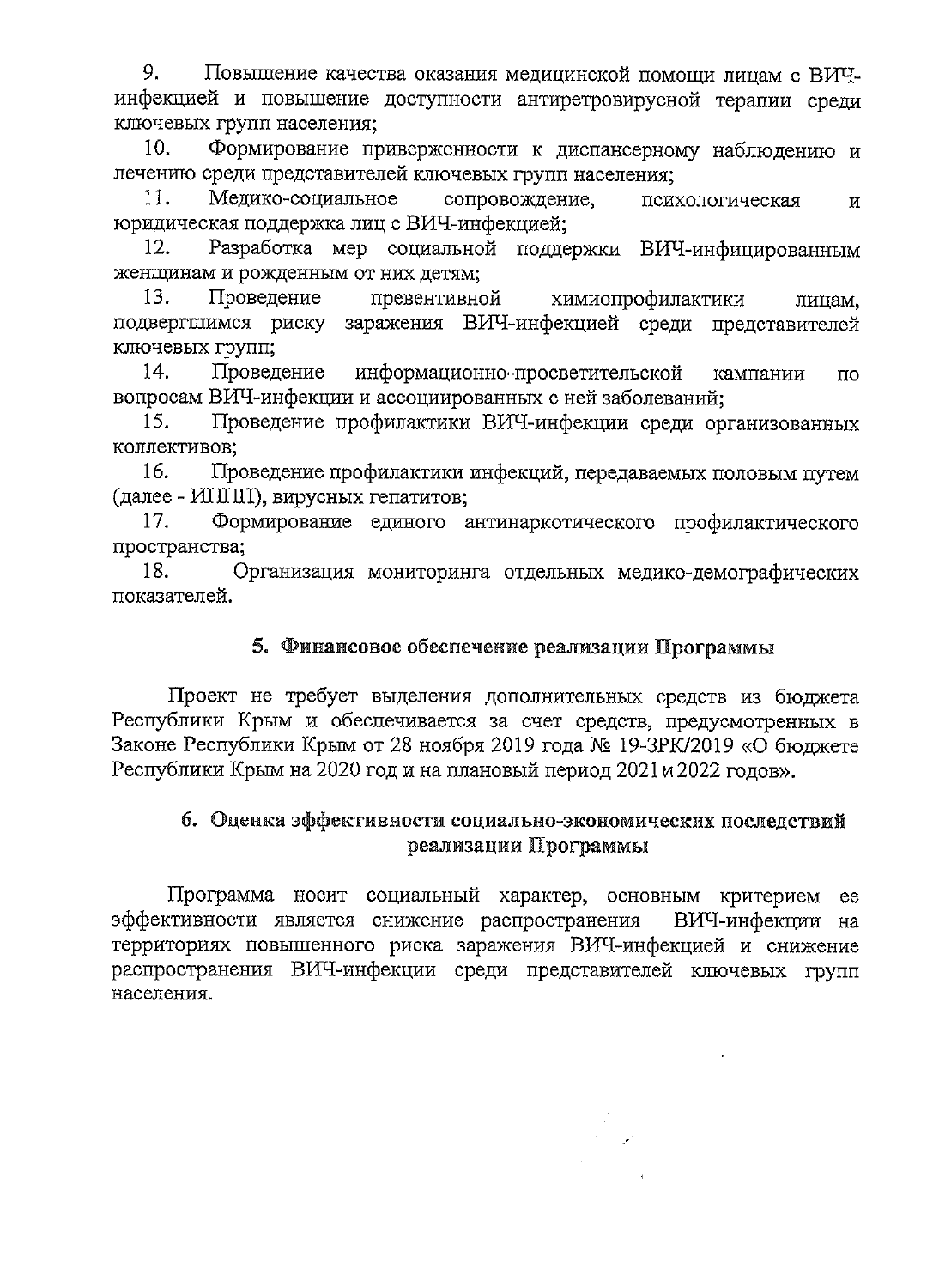9. Повышение качества оказания медицинской помощи лицам с ВИЧ-инфекцией и повышение доступности антиретровирусной терапии среди ключевых групп населения;

10. Формирование приверженности к диспансерному наблюдению и лечению среди представителей ключевых групп населения;

11. Медико-социальное сопровождение, психологическая и юридическая поддержка лиц с ВИЧ-инфекцией;

12. Разработка мер социальной поддержки ВИЧ-инфицированным женщинам и рожденным от них детям;

13. Проведение превентивной химиопрофилактики лицам, подвергшимся риску заражения ВИЧ-инфекцией среди представителей ключевых групп;

14. Проведение информационно-просветительской кампании по вопросам ВИЧ-инфекции и ассоциированных с ней заболеваний;

15. Проведение профилактики ВИЧ-инфекции среди организованных коллективов;

16. Проведение профилактики инфекций, передаваемых половым путем (далее - ИППП), вирусных гепатитов;

17. Формирование единого антинаркотического профилактического пространства;

18. Организация мониторинга отдельных медико-демографических показателей.

## 5. Финансовое обеспечение реализации Программы

Проект не требует выделения дополнительных средств из бюджета Республики Крым и обеспечивается за счет средств, предусмотренных в Законе Республики Крым от 28 ноября 2019 года № 19-ЗРК/2019 «О бюджете Республики Крым на 2020 год и на плановый период 2021 и 2022 годов».

## 6. Оценка эффективности социально-экономических последствий реализации Программы

Программа носит социальный характер, основным критерием ее эффективности является снижение распространения ВИЧ-инфекции на территориях повышенного риска заражения ВИЧ-инфекцией и снижение распространения ВИЧ-инфекции среди представителей ключевых групп населения.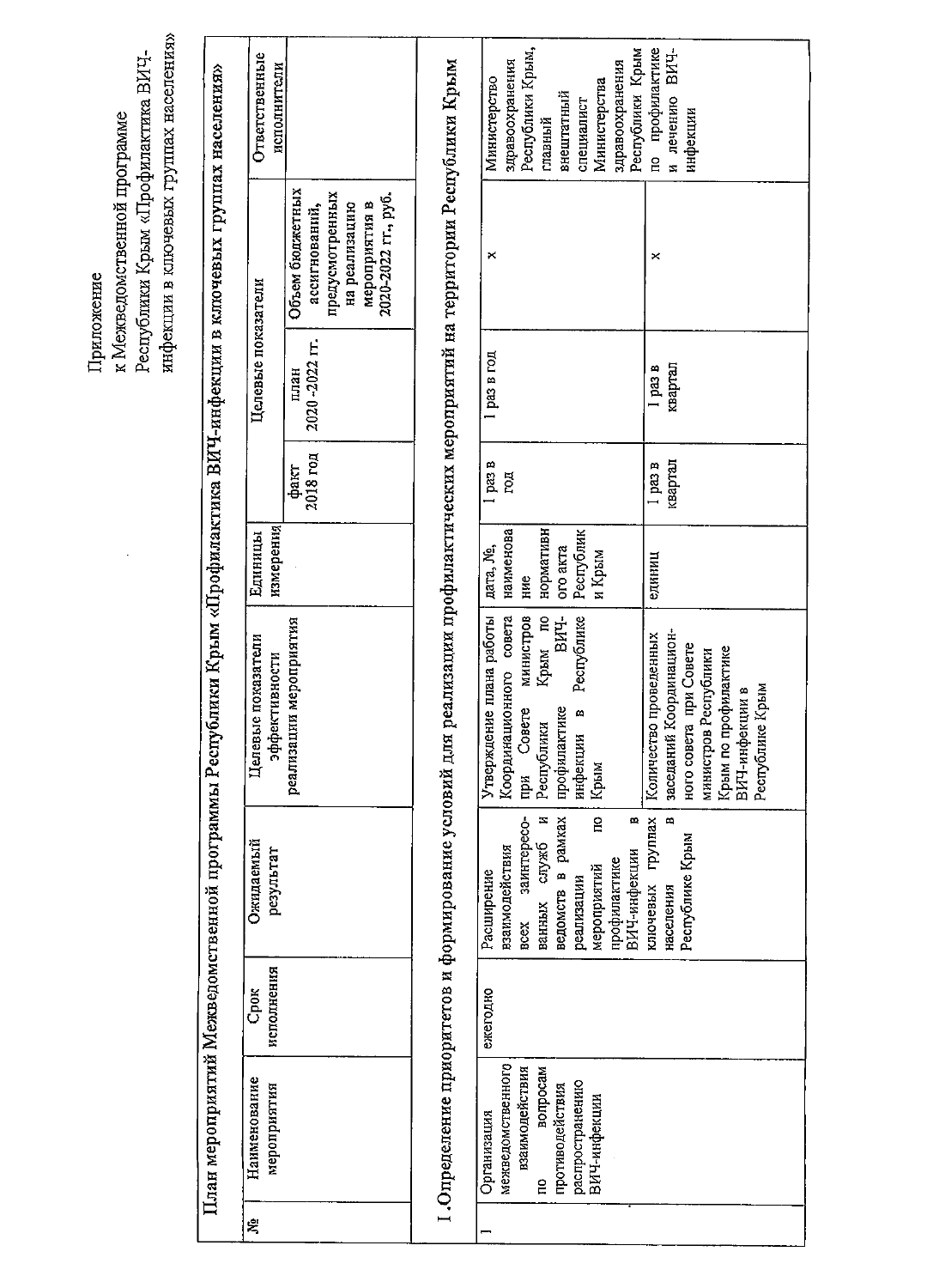Приложение
к Межведомственной программе
Республики Крым «Профилактика ВИЧ-инфекции в ключевых группах населения»

## План мероприятий Межведомственной программы Республики Крым «Профилактика ВИЧ-инфекции в ключевых группах населения»

| № | Наименование мероприятия | Срок исполнения | Ожидаемый результат | Целевые показатели эффективности реализации мероприятия | Единицы измерения | Целевые показатели | | | Ответственные исполнители |
|---|---|---|---|---|---|---|---|---|---|
| | | | | | | факт 2018 год | план 2020 -2022 гг. | Объем бюджетных ассигнований, предусмотренных на реализацию мероприятия в 2020-2022 гг., руб. | |
| **I. Определение приоритетов и формирование условий для реализации профилактических мероприятий на территории Республики Крым** | | | | | | | | | |
| 1 | Организация межведомственного взаимодействия по вопросам противодействия распространению ВИЧ-инфекции | ежегодно | Расширение взаимодействия всех заинтересованных служб и ведомств в рамках реализации мероприятий по профилактике ВИЧ-инфекции в ключевых группах населения в Республике Крым | Утверждение плана работы Координационного совета при Совете министров Республики Крым по профилактике ВИЧ-инфекции в Республике Крым | дата, №, наименование нормативного акта Республики Крым | 1 раз в год | 1 раз в год | х | Министерство здравоохранения Республики Крым, главный внештатный специалист Министерства здравоохранения Республики Крым по профилактике и лечению ВИЧ-инфекции |
| | | | | Количество проведенных заседаний Координационного совета при Совете министров Республики Крым по профилактике ВИЧ-инфекции в Республике Крым | единиц | 1 раз в квартал | 1 раз в квартал | х | |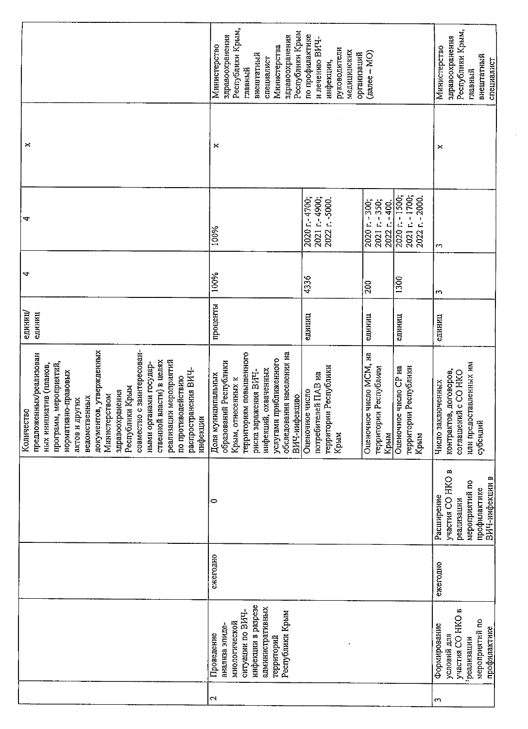| | | | | Количество предложенных/реализованных инициатив (планов, программ, мероприятий, нормативно-правовых актов и других ведомственных документов, утвержденных Министерством здравоохранения Республики Крым совместно с заинтересованными органами государственной власти) в целях реализации мероприятий по противодействию распространения ВИЧ-инфекции | единиц/единиц | 4 | 4 | х | |
|---|---|---|---|---|---|---|---|---|---|
| 2 | Проведение анализа эпидемиологической ситуации по ВИЧ-инфекции в разрезе административных территорий Республики Крым | ежегодно | 0 | Доля муниципальных образований Республики Крым, отнесенных к территориям повышенного риска заражения ВИЧ-инфекцией, охваченных услугами приближенного обследования населения на ВИЧ-инфекцию | проценты | 100% | 100% | х | Министерство здравоохранения Республики Крым, главный внештатный специалист Министерства здравоохранения Республики Крым по профилактике и лечению ВИЧ-инфекции, руководители медицинских организаций (далее – МО) |
| | | | | Оценочное число потребителей ПАВ на территории Республики Крым | единиц | 4336 | 2020 г.- 4700; 2021 г.- 4900; 2022 г.- 5000. | | |
| | | | | Оценочное число МСМ, на территории Республики Крым | единиц | 200 | 2020 г. - 300; 2021 г. - 350; 2022 г. - 400. | | |
| | | | | Оценочное число СР на территории Республики Крым | единиц | 1300 | 2020 г. - 1500; 2021 г. - 1700; 2022 г. - 2000. | | |
| 3 | Формирование условий для участия СО НКО в реализации мероприятий по профилактике | ежегодно | Расширение участия СО НКО в реализации мероприятий по профилактике ВИЧ-инфекции в | Число заключенных контрактов, договоров, соглашений с СО НКО или предоставленных им субсидий | единиц | 3 | 3 | х | Министерство здравоохранения Республики Крым, главный внештатный специалист |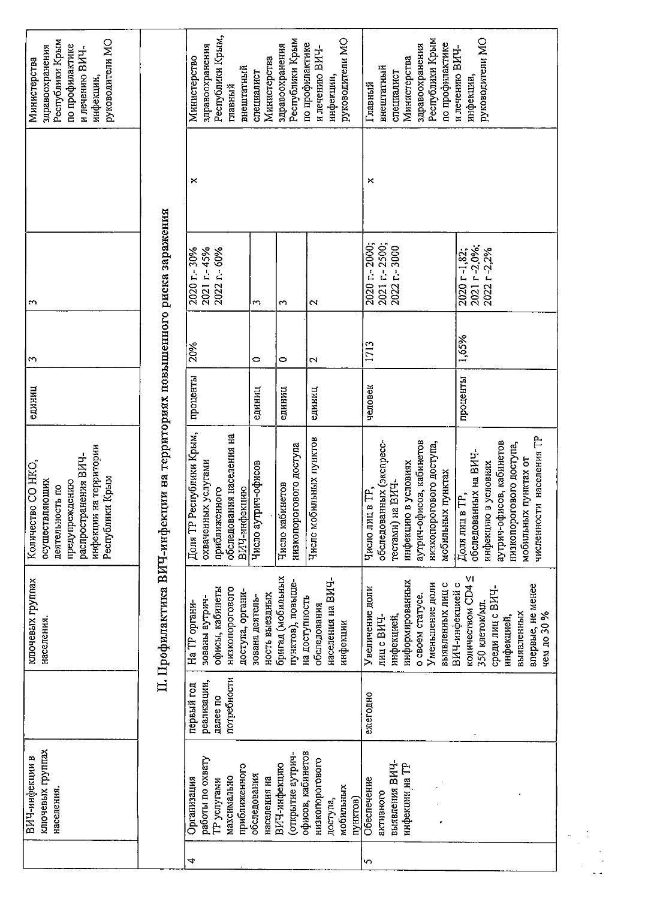| | ВИЧ-инфекции в ключевых группах населения. | | ключевых группах населения. | Количество СО НКО, осуществляющих деятельность по предупреждению распространения ВИЧ-инфекции на территории Республики Крым | единиц | 3 | 3 | | Министерства здравоохранения Республики Крым по профилактике и лечению ВИЧ-инфекции, руководители МО |
|---|---|---|---|---|---|---|---|---|---|
| **II. Профилактика ВИЧ-инфекции на территориях повышенного риска заражения** | | | | | | | | | |
| 4 | Организация работы по охвату ТР услугами максимально приближенного обследования населения на ВИЧ-инфекцию (открытие аутрич-офисов, кабинетов низкопорогового доступа, мобильных пунктов) | первый год реализации, далее по потребности | На ТР организованы аутрич-офисы, кабинеты низкопорогового доступа, организована деятельность выездных бригад (мобильных пунктов), повышено на доступность обследования населения на ВИЧ-инфекции | Доля ТР Республики Крым, охваченных услугами приближенного обследования населения на ВИЧ-инфекцию | проценты | 20% | 2020 г.- 30%<br>2021 г.- 45%<br>2022 г.- 60% | x | Министерство здравоохранения Республики Крым, главный внештатный специалист Министерства здравоохранения Республики Крым по профилактике и лечению ВИЧ-инфекции, руководители МО |
| | | | | Число аутрич-офисов | единиц | 0 | 3 | | |
| | | | | Число кабинетов низкопорогового доступа | единиц | 0 | 3 | | |
| | | | | Число мобильных пунктов | единиц | 2 | 2 | | |
| 5 | Обеспечение активного выявления ВИЧ-инфекции на ТР | ежегодно | Увеличение доли лиц с ВИЧ-инфекцией, информированных о своем статусе. Уменьшение доли выявленных лиц с ВИЧ-инфекцией с количеством CD4 ≤ 350 клеток/мл. среди лиц с ВИЧ-инфекцией, выявленных впервые, не менее чем до 30 % | Число лиц в ТР, обследованных (экспресс-тестами) на ВИЧ-инфекцию в условиях аутрич-офисов, кабинетов низкопорогового доступа, мобильных пунктах | человек | 1713 | 2020 г.- 2000;<br>2021 г.- 2500;<br>2022 г.- 3000 | x | Главный внештатный специалист Министерства здравоохранения Республики Крым по профилактике и лечению ВИЧ-инфекции, руководители МО |
| | | | | Доля лиц в ТР, обследованных на ВИЧ-инфекцию в условиях аутрич-офисов, кабинетов низкопорогового доступа, мобильных пунктах от численности населения ТР | проценты | 1,65% | 2020 г -1,82;<br>2021 г -2,0%;<br>2022 г -2,2% | | |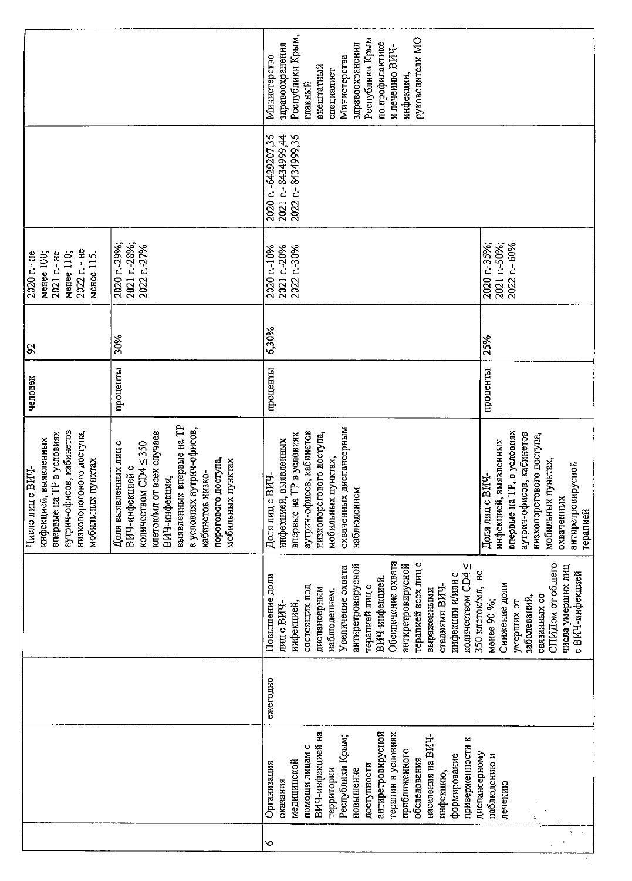| | | | | | | | | | |
|---|---|---|---|---|---|---|---|---|---|
| | | | | Число лиц с ВИЧ-инфекцией, выявленных впервые на ТР в условиях аутрич-офисов, кабинетов низкопорогового доступа, мобильных пунктах | человек | 92 | 2020 г.- не менее 100; 2021 г.- не менее 110; 2022 г. - не менее 115. | | |
| | | | | Доля выявленных лиц с ВИЧ-инфекцией с количеством CD4 ≤ 350 клеток/мл от всех случаев ВИЧ-инфекции, выявленных впервые на ТР в условиях аутрич-офисов, кабинетов низко-порогового доступа, мобильных пунктах | проценты | 30% | 2020 г.-29%; 2021 г.-28%; 2022 г.-27% | | |
| 6 | Организация оказания медицинской помощи лицам с ВИЧ-инфекцией на территории Республики Крым; повышение доступности антиретровирусной терапии в условиях приближенного обследования населения на ВИЧ-инфекцию, формирование приверженности к диспансерному наблюдению и лечению | ежегодно | Повышение доли лиц с ВИЧ-инфекцией, состоящих под диспансерным наблюдением. Увеличение охвата антиретровирусной терапией лиц с ВИЧ-инфекцией. Обеспечение охвата антиретровирусной терапией всех лиц с выраженными стадиями ВИЧ-инфекции и/или с количеством CD4 ≤ 350 клеток/мл, не менее 90 %; Снижение доли умерших от заболеваний, связанных со СПИДом от общего числа умерших лиц с ВИЧ-инфекцией | Доля лиц с ВИЧ-инфекцией, выявленных впервые на ТР в условиях аутрич-офисов, кабинетов низкопорогового доступа, мобильных пунктах, охваченных диспансерным наблюдением | проценты | 6,30% | 2020 г.-10% 2021 г.-20% 2022 г.-30% | 2020 г. -6429207,36 2021 г.- 8434999,44 2022 г.- 8434999,36 | Министерство здравоохранения Республики Крым, главный внештатный специалист Министерства здравоохранения Республики Крым по профилактике и лечению ВИЧ-инфекции, руководители МО |
| | | | | Доля лиц с ВИЧ-инфекцией, выявленных впервые на ТР, в условиях аутрич-офисов, кабинетов низкопорогового доступа, мобильных пунктах, охваченных антиретровирусной терапией | проценты | 25% | 2020 г.-35%; 2021 г.-50%; 2022 г.- 60% | | |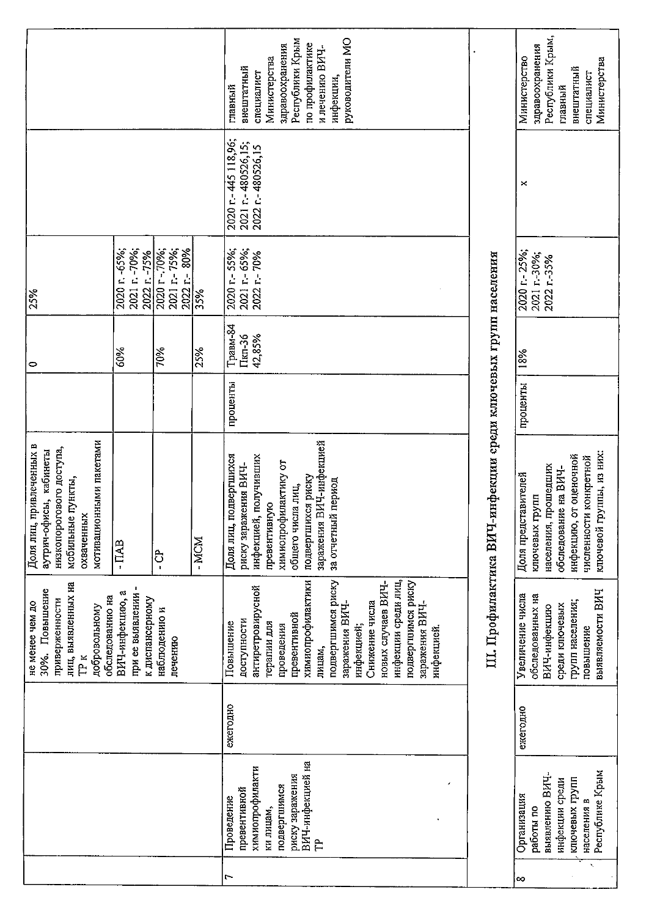| | | | | | | | | | |
|---|---|---|---|---|---|---|---|---|---|
| | | | не менее чем до 30%. Повышение приверженности лиц, выявленных на ТР к добровольному обследованию на ВИЧ-инфекцию, а при ее выявлении - к диспансерному наблюдению и лечению | Доля лиц, привлеченных в аутрич-офисы, кабинеты низкопорогового доступа, мобильные пункты, охваченных мотивационными пакетами | | 0 | 25% | | |
| | | | | - ПАВ | | 60% | 2020 г. -65%; 2021 г. -70%; 2022 г. -75% | | |
| | | | | - СР | | 70% | 2020 г. -70%; 2021 г. - 75%; 2022 г. - 80% | | |
| | | | | - МСМ | | 25% | 35% | | |
| 7 | Проведение превентивной химиопрофилактики лицам, подвергшимся риску заражения ВИЧ-инфекцией на ТР | ежегодно | Повышение доступности антиретровирусной терапии для проведения превентивной химиопрофилактики лицам, подвергшимся риску заражения ВИЧ-инфекцией; Снижение числа новых случаев ВИЧ-инфекции среди лиц, подвергшимся риску заражения ВИЧ-инфекцией. | Доля лиц, подвергшихся риску заражения ВИЧ-инфекцией, получивших превентивную химиопрофилактику от общего числа лиц, подвергшихся риску заражения ВИЧ-инфекцией за отчетный период | проценты | Травм-84 Пкп-36 42,85% | 2020 г.- 55%; 2021 г.- 65%; 2022 г.- 70% | 2020 г.- 445 118,96; 2021 г.- 480526,15; 2022 г.- 480526,15 | главный внештатный специалист Министерства здравоохранения Республики Крым по профилактике и лечению ВИЧ-инфекции, руководители МО |
| | **III. Профилактика ВИЧ-инфекции среди ключевых групп населения** | | | | | | | | |
| 8 | Организация работы по выявлению ВИЧ-инфекции среди ключевых групп населения в Республике Крым | ежегодно | Увеличение числа обследованных на ВИЧ-инфекцию среди ключевых групп населения; повышение выявляемости ВИЧ | Доля представителей ключевых групп населения, прошедших обследование на ВИЧ-инфекцию, от оценочной численности конкретной ключевой группы, из них: | проценты | 18% | 2020 г.- 25%; 2021 г.-30%; 2022 г.-35% | х | Министерство здравоохранения Республики Крым, главный внештатный специалист Министерства |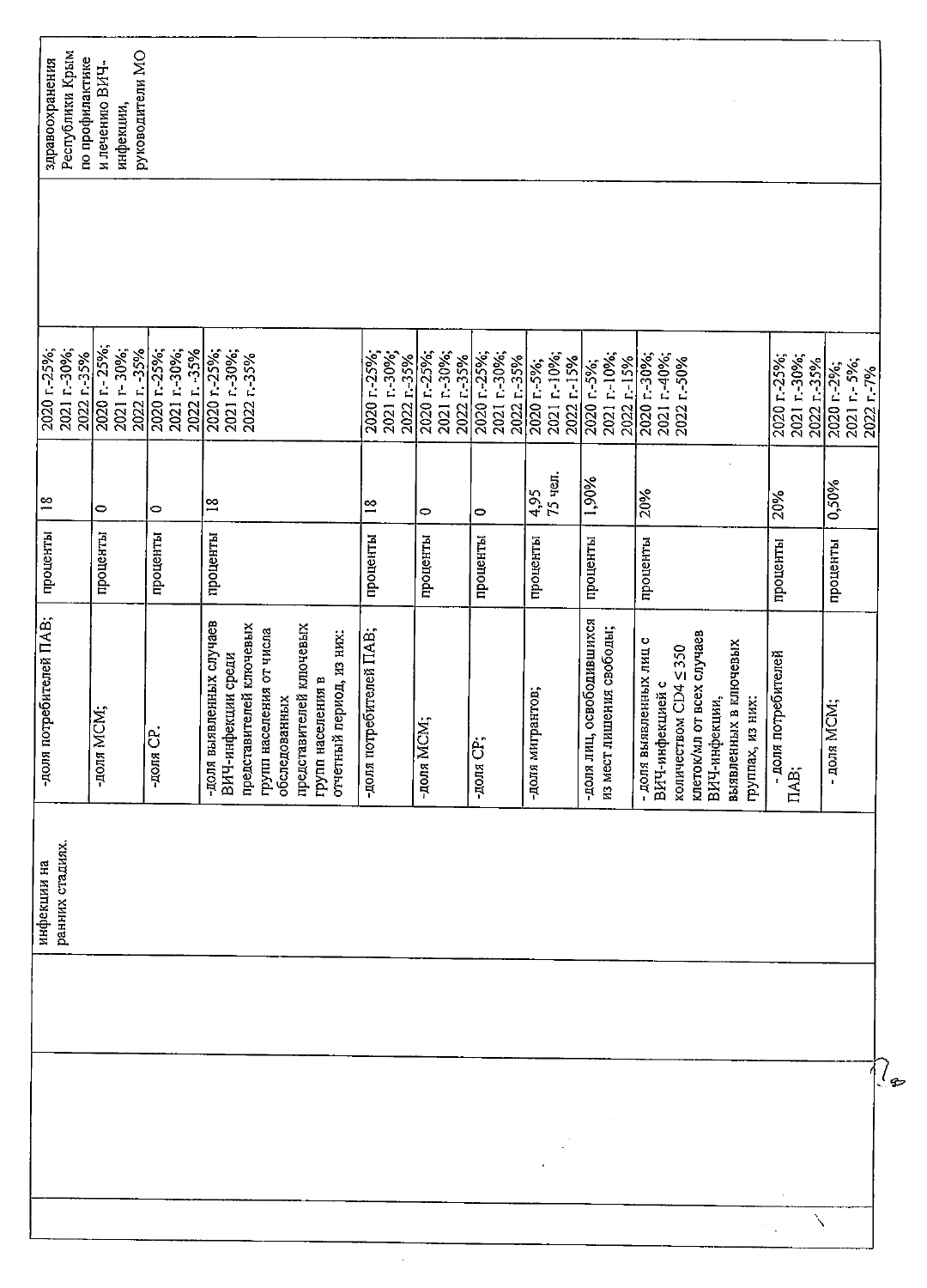| | | | | | | | | |
|---|---|---|---|---|---|---|---|---|
| | | инфекции на ранних стадиях. | -доля потребителей ПАВ; | проценты | 18 | 2020 г.-25%; 2021 г.-30%; 2022 г.-35% | | здравоохранения Республики Крым по профилактике и лечению ВИЧ-инфекции, руководители МО |
| | | | -доля МСМ; | проценты | 0 | 2020 г.- 25%; 2021 г.- 30%; 2022 г. -35% | | |
| | | | -доля СР. | проценты | 0 | 2020 г.-25%; 2021 г.-30%; 2022 г. -35% | | |
| | | | -доля выявленных случаев ВИЧ-инфекции среди представителей ключевых групп населения от числа обследованных представителей ключевых групп населения в отчетный период, из них: | проценты | 18 | 2020 г.-25%; 2021 г.-30%; 2022 г.-35% | | |
| | | | -доля потребителей ПАВ; | проценты | 18 | 2020 г.-25%; 2021 г.-30%; 2022 г.-35% | | |
| | | | -доля МСМ; | проценты | 0 | 2020 г.-25%; 2021 г.-30%; 2022 г.-35% | | |
| | | | -доля СР; | проценты | 0 | 2020 г.-25%; 2021 г.-30%; 2022 г.-35% | | |
| | | | -доля мигрантов; | проценты | 4,95 75 чел. | 2020 г.-5%; 2021 г.-10%; 2022 г.-15% | | |
| | | | -доля лиц, освободившихся из мест лишения свободы; | проценты | 1,90% | 2020 г.-5%; 2021 г.-10%; 2022 г.-15% | | |
| | | | - доля выявленных лиц с ВИЧ-инфекцией с количеством CD4 ≤ 350 клеток/мл от всех случаев ВИЧ-инфекции, выявленных в ключевых группах, из них: | проценты | 20% | 2020 г.-30%; 2021 г.-40%; 2022 г.-50% | | |
| | | | - доля потребителей ПАВ; | проценты | 20% | 2020 г.-25%; 2021 г.-30%; 2022 г.-35% | | |
| | | | - доля МСМ; | проценты | 0,50% | 2020 г.-2%; 2021 г.- 5%; 2022 г.-7% | | |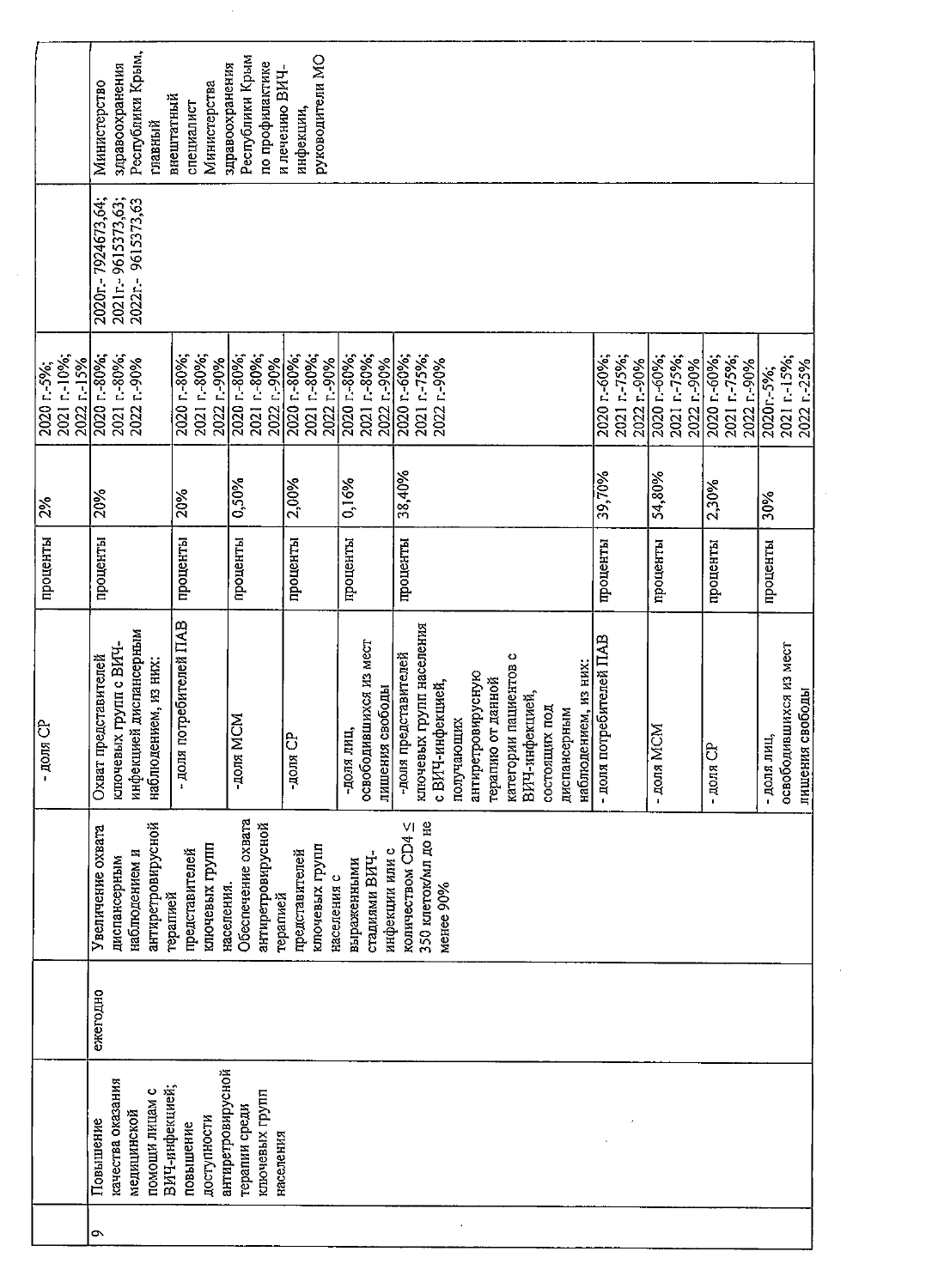| | | | | - доля СР | проценты | 2% | 2020 г.-5%; 2021 г.-10%; 2022 г.-15% | | |
|---|---|---|---|---|---|---|---|---|---|
| 9 | Повышение качества оказания медицинской помощи лицам с ВИЧ-инфекцией; повышение доступности антиретровирусной терапии среди ключевых групп населения | ежегодно | Увеличение охвата диспансерным наблюдением и антиретровирусной терапией представителей ключевых групп населения. Обеспечение охвата антиретровирусной терапией представителей ключевых групп населения с выраженными стадиями ВИЧ-инфекции или с количеством CD4 ≤ 350 клеток/мл до не менее 90% | Охват представителей ключевых групп с ВИЧ-инфекцией диспансерным наблюдением, из них: | проценты | 20% | 2020 г.-80%; 2021 г.-80%; 2022 г.-90% | 2020г.- 7924673,64; 2021г.- 9615373,63; 2022г.- 9615373,63 | Министерство здравоохранения Республики Крым, главный внештатный специалист Министерства здравоохранения Республики Крым по профилактике и лечению ВИЧ-инфекции, руководители МО |
| | | | | - доля потребителей ПАВ | проценты | 20% | 2020 г.-80%; 2021 г.-80%; 2022 г.-90% | | |
| | | | | -доля МСМ | проценты | 0,50% | 2020 г.-80%; 2021 г.-80%; 2022 г.-90% | | |
| | | | | -доля СР | проценты | 2,00% | 2020 г.-80%; 2021 г.-80%; 2022 г.-90% | | |
| | | | | -доля лиц, освободившихся из мест лишения свободы | проценты | 0,16% | 2020 г.-80%; 2021 г.-80%; 2022 г.-90% | | |
| | | | | -доля представителей ключевых групп населения с ВИЧ-инфекцией, получающих антиретровирусную терапию от данной категории пациентов с ВИЧ-инфекцией, состоящих под диспансерным наблюдением, из них: | проценты | 38,40% | 2020 г.-60%; 2021 г.-75%; 2022 г.-90% | | |
| | | | | - доля потребителей ПАВ | проценты | 39,70% | 2020 г.-60%; 2021 г.-75%; 2022 г.-90% | | |
| | | | | - доля МСМ | проценты | 54,80% | 2020 г.-60%; 2021 г.-75%; 2022 г.-90% | | |
| | | | | - доля СР | проценты | 2,30% | 2020 г.-60%; 2021 г.-75%; 2022 г.-90% | | |
| | | | | - доля лиц, освободившихся из мест лишения свободы | проценты | 30% | 2020г.-5%; 2021 г.-15%; 2022 г.-25% | | |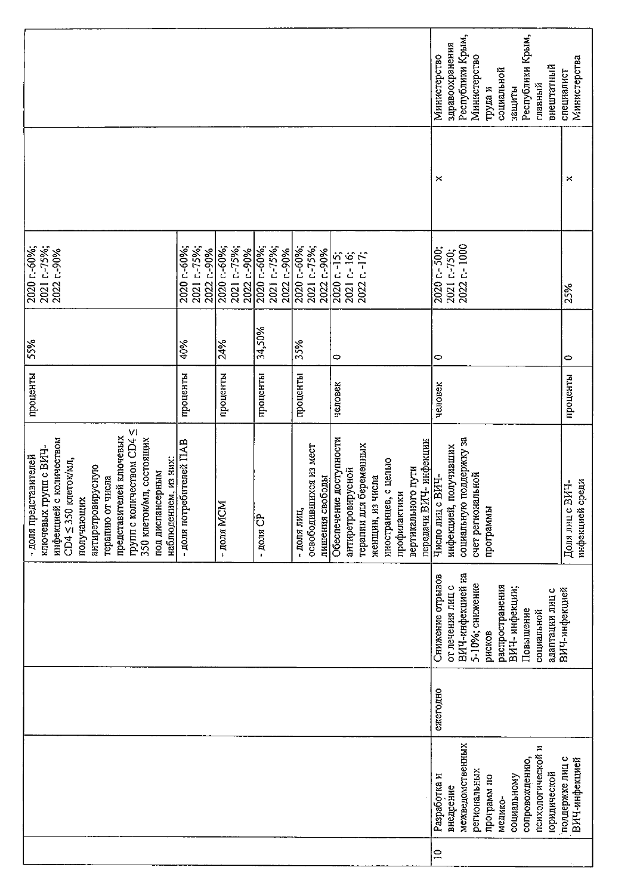| | | | | | | | | | |
|---|---|---|---|---|---|---|---|---|---|
| | | | | - доля представителей ключевых групп с ВИЧ-инфекцией с количеством CD4 ≤ 350 клеток/мл, получающих антиретровирусную терапию от числа представителей ключевых групп с количеством CD4 ≤ 350 клеток/мл, состоящих под диспансерным наблюдением, из них: | проценты | 55% | 2020 г.-60%; 2021 г.-75%; 2022 г.-90% | | |
| | | | | - доля потребителей ПАВ | проценты | 40% | 2020 г.-60%; 2021 г.-75%; 2022 г.-90% | | |
| | | | | - доля МСМ | проценты | 24% | 2020 г.-60%; 2021 г.-75%; 2022 г.-90% | | |
| | | | | - доля СР | проценты | 34,50% | 2020 г.-60%; 2021 г.-75%; 2022 г.-90% | | |
| | | | | - доля лиц, освободившихся из мест лишения свободы | проценты | 35% | 2020 г.-60%; 2021 г.-75%; 2022 г.-90% | | |
| | | | | Обеспечение доступности антиретровирусной терапии для беременных женщин, из числа иностранцев, с целью профилактики вертикального пути передачи ВИЧ- инфекции | человек | 0 | 2020 г.-15; 2021 г.-16; 2022 г.-17; | | |
| 10 | Разработка и внедрение межведомственных региональных программ по медико-социальному сопровождению, психологической и юридической поддержке лиц с ВИЧ-инфекцией | ежегодно | Снижение отрывов от лечения лиц с ВИЧ-инфекцией на 5-10%; снижение рисков распространения ВИЧ- инфекции; Повышение социальной адаптации лиц с ВИЧ-инфекцией | Число лиц с ВИЧ-инфекцией, получивших социальную поддержку за счет региональной программы | человек | 0 | 2020 г.- 500; 2021 г.-750; 2022 г.- 1000 | x | Министерство здравоохранения Республики Крым, Министерство труда и социальной защиты Республики Крым, главный внештатный специалист Министерства |
| | | | | Доля лиц с ВИЧ-инфекцией среди | проценты | 0 | 25% | x | |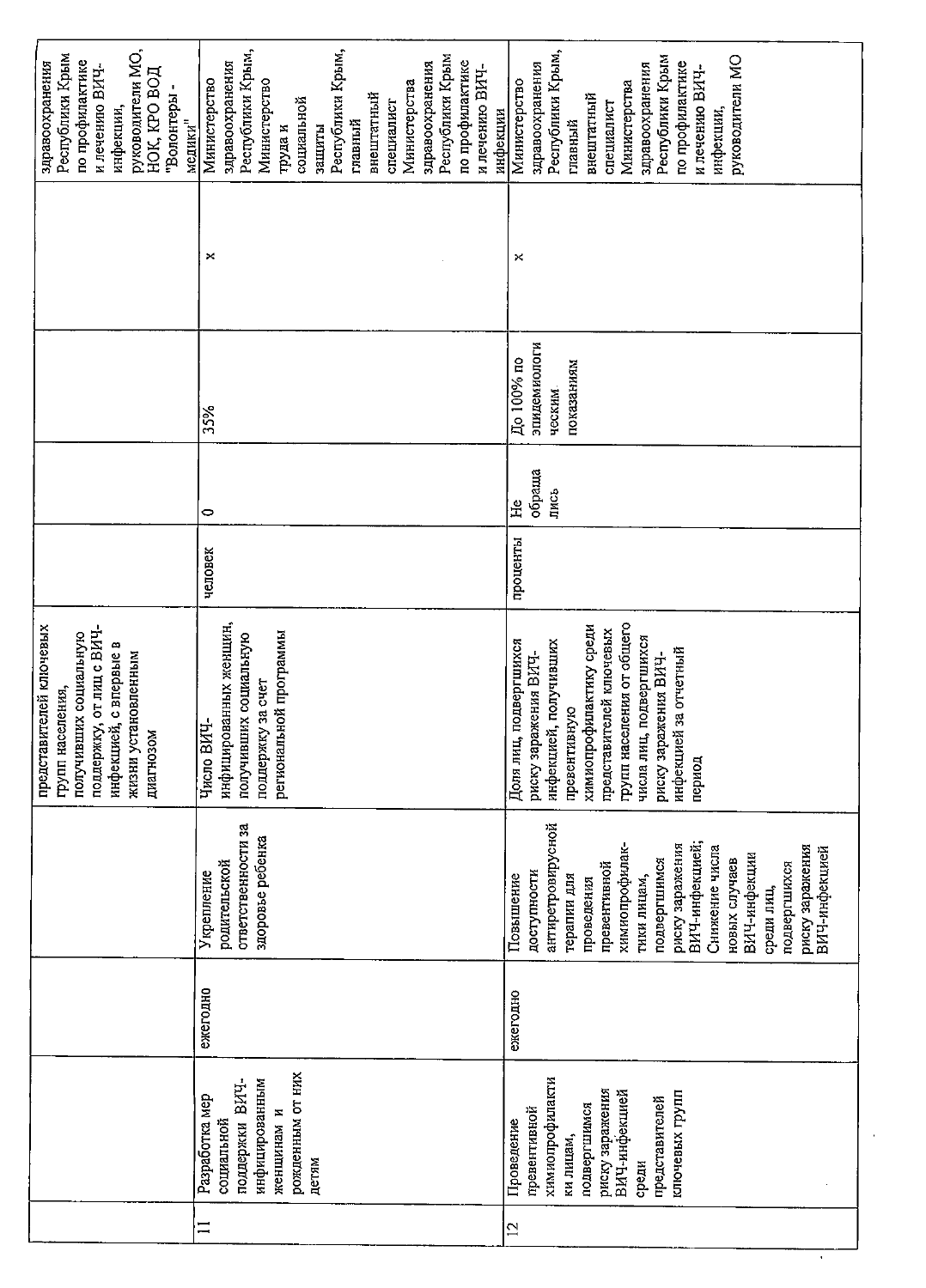| | | | | | | | | | | |
|---|---|---|---|---|---|---|---|---|---|---|
| | | | | представителей ключевых групп населения, получивших социальную поддержку, от лиц с ВИЧ-инфекцией, с впервые в жизни установленным диагнозом | | | | | | здравоохранения Республики Крым по профилактике и лечению ВИЧ-инфекции, руководители МО, НОК, КРО ВОД "Волонтеры - медики" |
| 11 | Разработка мер социальной поддержки ВИЧ-инфицированным женщинам и рожденным от них детям | ежегодно | Укрепление родительской ответственности за здоровье ребенка | Число ВИЧ-инфицированных женщин, получивших социальную поддержку за счет региональной программы | человек | 0 | 35% | | x | Министерство здравоохранения Республики Крым, Министерство труда и социальной защиты Республики Крым, главный внештатный специалист Министерства здравоохранения Республики Крым по профилактике и лечению ВИЧ-инфекции |
| 12 | Проведение превентивной химиопрофилактики лицам, подвергшимся риску заражения ВИЧ-инфекцией среди представителей ключевых групп | ежегодно | Повышение доступности антиретровирусной терапии для проведения превентивной химиопрофилактики лицам, подвергшимся риску заражения ВИЧ-инфекцией; Снижение числа новых случаев ВИЧ-инфекции среди лиц, подвергшихся риску заражения ВИЧ-инфекцией | Доля лиц, подвергшихся риску заражения ВИЧ-инфекцией, получивших превентивную химиопрофилактику среди представителей ключевых групп населения от общего числа лиц, подвергшихся риску заражения ВИЧ-инфекцией за отчетный период | проценты | Не обращались | До 100% по эпидемиологическим показаниям | | x | Министерство здравоохранения Республики Крым, главный внештатный специалист Министерства здравоохранения Республики Крым по профилактике и лечению ВИЧ-инфекции, руководители МО |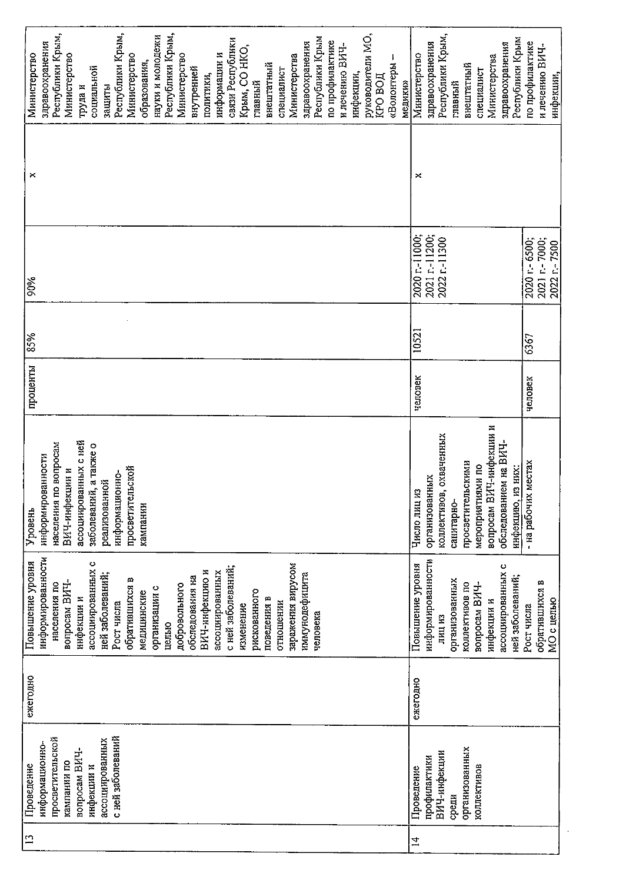| 13 | Проведение информационно-просветительской кампании по вопросам ВИЧ-инфекции и ассоциированных с ней заболеваний | ежегодно | Повышение уровня информированности населения по вопросам ВИЧ-инфекции и ассоциированных с ней заболеваний; Рост числа обратившихся в медицинские организации с целью добровольного обследования на ВИЧ-инфекцию и ассоциированных с ней заболеваний; изменение рискованного поведения в отношении заражения вирусом иммунодефицита человека | Уровень информированности населения по вопросам ВИЧ-инфекции и ассоциированных с ней заболеваний, а также о реализованной информационно-просветительской кампании | проценты | 85% | 90% | х | Министерство здравоохранения Республики Крым, Министерство труда и социальной защиты Республики Крым, Министерство образования, науки и молодежи Республики Крым, Министерство внутренней политики, информации и связи Республики Крым, СО НКО, главный внештатный специалист Министерства здравоохранения Республики Крым по профилактике и лечению ВИЧ-инфекции, руководители МО, КРО ВОД «Волонтеры – медики» |
|---|---|---|---|---|---|---|---|---|---|
| 14 | Проведение профилактики ВИЧ-инфекции среди организованных коллективов | ежегодно | Повышение уровня информированности лиц из организованных коллективов по вопросам ВИЧ-инфекции и ассоциированных с ней заболеваний; Рост числа обратившихся в МО с целью | Число лиц из организованных коллективов, охваченных санитарно-просветительскими мероприятиями по вопросам ВИЧ-инфекции и обследованием на ВИЧ-инфекцию, из них: | человек | 10521 | 2020 г.-11000; 2021 г.-11200; 2022 г.-11300 | х | Министерство здравоохранения Республики Крым, главный внештатный специалист Министерства здравоохранения Республики Крым по профилактике и лечению ВИЧ-инфекции, |
| | | | | - на рабочих местах | человек | 6367 | 2020 г.- 6500; 2021 г.- 7000; 2022 г.- 7500 | | |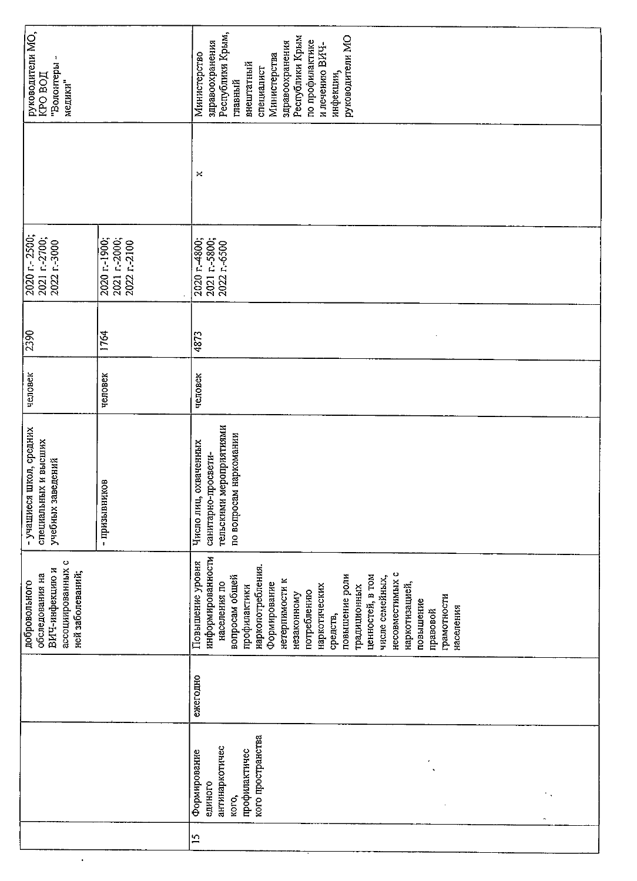|  |  |  |  |  |  |  |  |  |  |
|---|---|---|---|---|---|---|---|---|---|
|  |  |  | добровольного обследования на ВИЧ-инфекцию и ассоциированных с ней заболеваний; | - учащиеся школ, средних специальных и высших учебных заведений | человек | 2390 | 2020 г.- 2500; 2021 г.-2700; 2022 г.-3000 |  | руководители МО, КРО ВОД "Волонтеры - медики" |
|  |  |  |  | - призывников | человек | 1764 | 2020 г.-1900; 2021 г.-2000; 2022 г.-2100 |  |  |
| 15 | Формирование единого антинаркотичес кого, профилактичес кого пространства | ежегодно | Повышение уровня информированности населения по вопросам общей профилактики наркопотребления. Формирование нетерпимости к незаконному потреблению наркотических средств, повышение роли традиционных ценностей, в том числе семейных, несовместимых с наркотизацией, повышение правовой грамотности населения | Число лиц, охваченных санитарно-просветительскими мероприятиями по вопросам наркомании | человек | 4873 | 2020 г.-4800; 2021 г.-5800; 2022 г.-6500 | х | Министерство здравоохранения Республики Крым, главный внештатный специалист Министерства здравоохранения Республики Крым по профилактике и лечению ВИЧ-инфекции, руководители МО |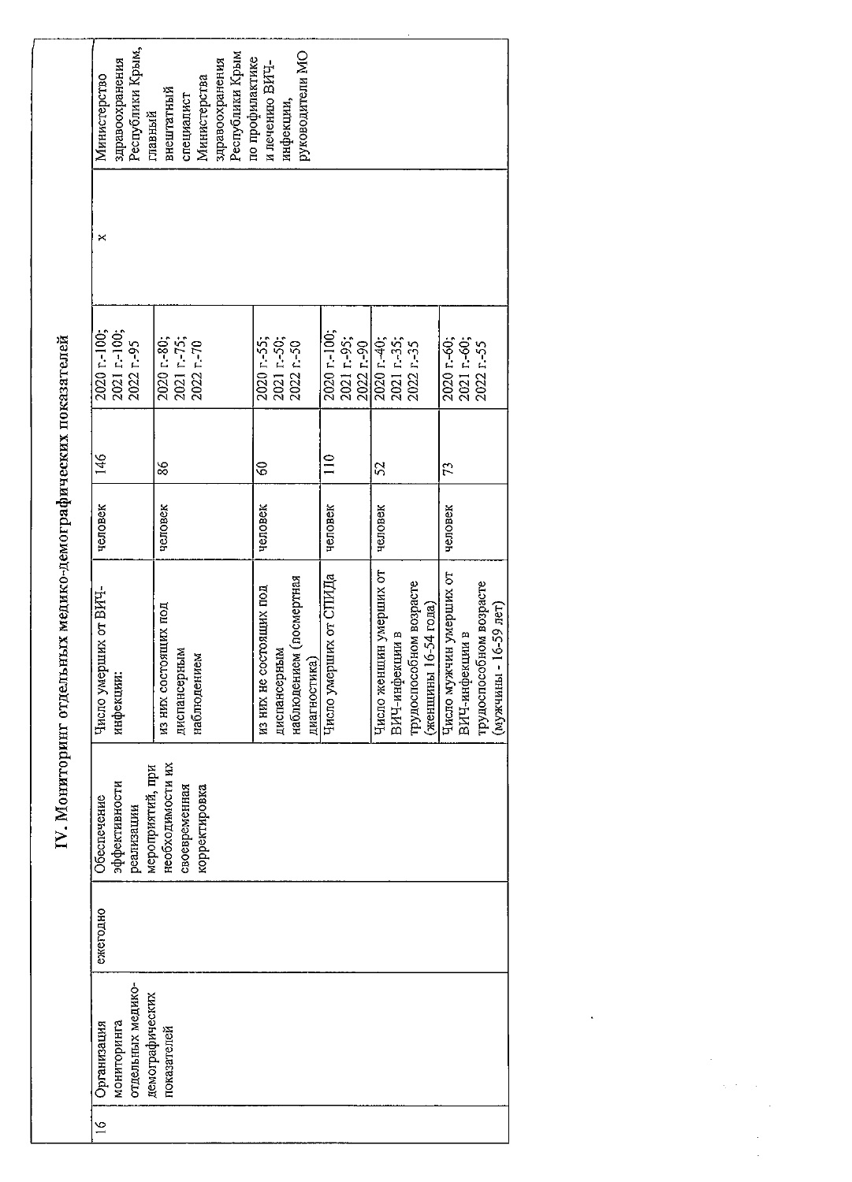## IV. Мониторинг отдельных медико-демографических показателей

| | | | | | | | | | |
|---|---|---|---|---|---|---|---|---|---|
| 16 | Организация мониторинга отдельных медико-демографических показателей | ежегодно | Обеспечение эффективности реализации мероприятий, при необходимости их своевременная корректировка | Число умерших от ВИЧ-инфекции: | человек | 146 | 2020 г.-100; 2021 г.-100; 2022 г.-95 | x | Министерство здравоохранения Республики Крым, главный внештатный специалист Министерства здравоохранения Республики Крым по профилактике и лечению ВИЧ-инфекции, руководители МО |
| | | | | из них состоящих под диспансерным наблюдением | человек | 86 | 2020 г.-80; 2021 г.-75; 2022 г.-70 | | |
| | | | | из них не состоящих под диспансерным наблюдением (посмертная диагностика) | человек | 60 | 2020 г.-55; 2021 г.-50; 2022 г.-50 | | |
| | | | | Число умерших от СПИДа | человек | 110 | 2020 г.-100; 2021 г.-95; 2022 г.-90 | | |
| | | | | Число женщин умерших от ВИЧ-инфекции в трудоспособном возрасте (женщины 16-54 года) | человек | 52 | 2020 г.-40; 2021 г.-35; 2022 г.-35 | | |
| | | | | Число мужчин умерших от ВИЧ-инфекции в трудоспособном возрасте (мужчины - 16-59 лет) | человек | 73 | 2020 г.-60; 2021 г.-60; 2022 г.-55 | | |